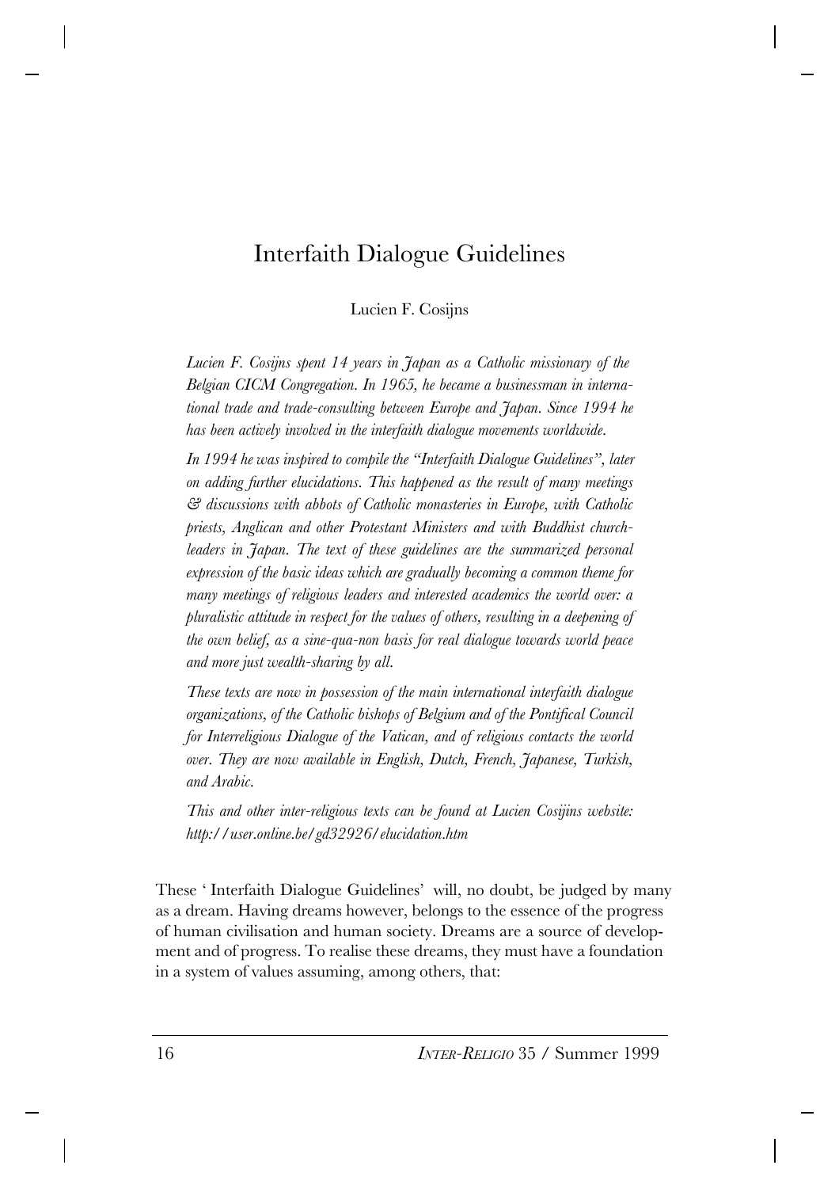# Interfaith Dialogue Guidelines

Lucien F. Cosijns

*Lucien F. Cosijns spent 14 years in Japan as a Catholic missionary of the Belgian CICM Congregation. In 1965, he became a businessman in international trade and trade-consulting between Europe and Japan. Since 1994 he has been actively involved in the interfaith dialogue movements worldwide.*

*In 1994 he was inspired to compile the "Interfaith Dialogue Guidelines", later on adding further elucidations. This happened as the result of many meetings & discussions with abbots of Catholic monasteries in Europe, with Catholic priests, Anglican and other Protestant Ministers and with Buddhist church-leaders in Japan. The text of these guidelines are the summarized personal expression of the basic ideas which are gradually becoming a common theme for many meetings of religious leaders and interested academics the world over: a pluralistic attitude in respect for the values of others, resulting in a deepening of the own belief, as a sine-qua-non basis for real dialogue towards world peace and more just wealth-sharing by all.*

*These texts are now in possession of the main international interfaith dialogue organizations, of the Catholic bishops of Belgium and of the Pontifical Council for Interreligious Dialogue of the Vatican, and of religious contacts the world over. They are now available in English, Dutch, French, Japanese, Turkish, and Arabic.*

*This and other inter-religious texts can be found at Lucien Cosijins website: http://user.online.be/gd32926/elucidation.htm*

These ' Interfaith Dialogue Guidelines' will, no doubt, be judged by many as a dream. Having dreams however, belongs to the essence of the progress of human civilisation and human society. Dreams are a source of development and of progress. To realise these dreams, they must have a foundation in a system of values assuming, among others, that: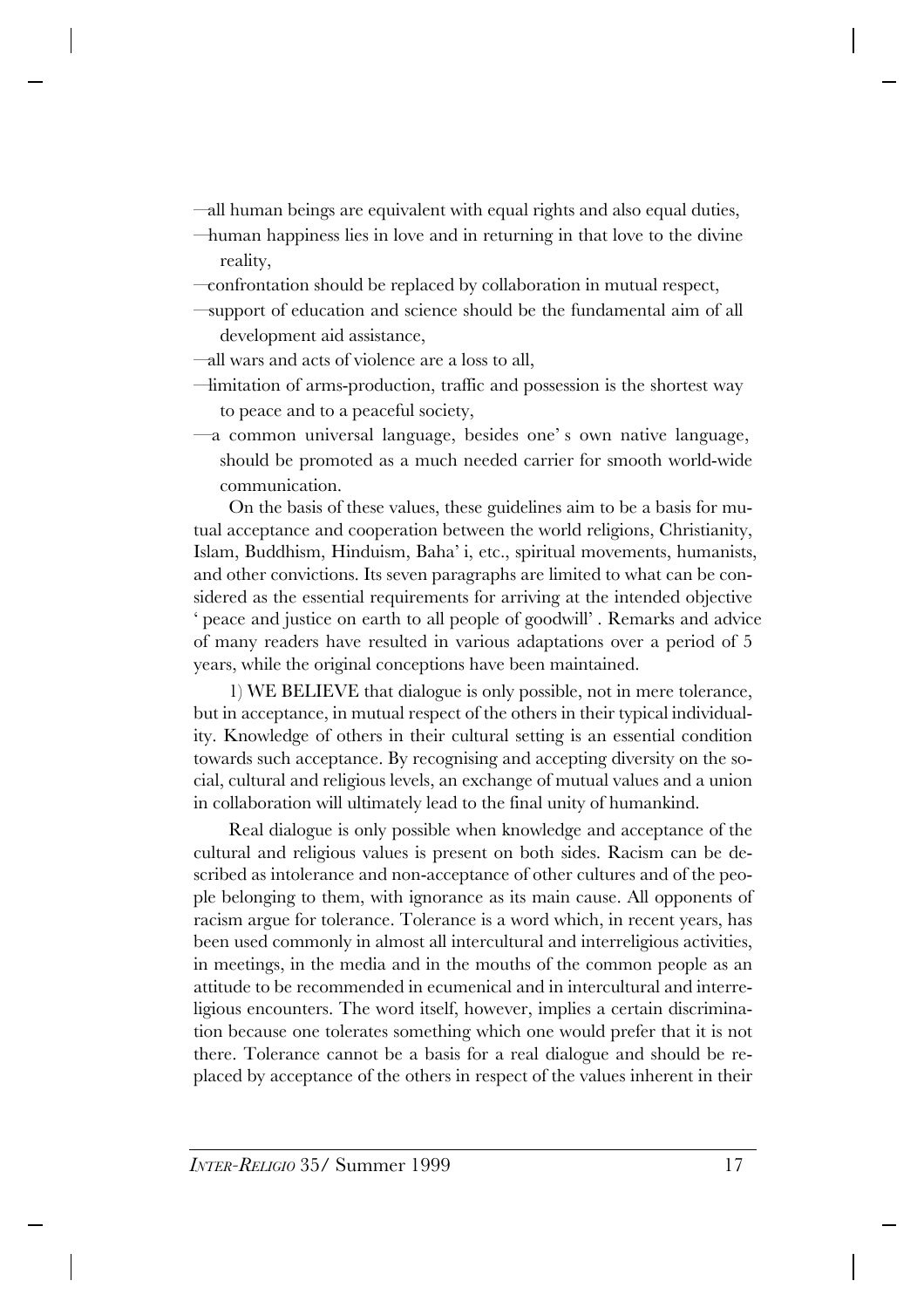—all human beings are equivalent with equal rights and also equal duties,
—human happiness lies in love and in returning in that love to the divine reality,
—confrontation should be replaced by collaboration in mutual respect,
—support of education and science should be the fundamental aim of all development aid assistance,
—all wars and acts of violence are a loss to all,
—limitation of arms-production, traffic and possession is the shortest way to peace and to a peaceful society,
—a common universal language, besides one' s own native language, should be promoted as a much needed carrier for smooth world-wide communication.

On the basis of these values, these guidelines aim to be a basis for mutual acceptance and cooperation between the world religions, Christianity, Islam, Buddhism, Hinduism, Baha' i, etc., spiritual movements, humanists, and other convictions. Its seven paragraphs are limited to what can be considered as the essential requirements for arriving at the intended objective ' peace and justice on earth to all people of goodwill' . Remarks and advice of many readers have resulted in various adaptations over a period of 5 years, while the original conceptions have been maintained.

1) WE BELIEVE that dialogue is only possible, not in mere tolerance, but in acceptance, in mutual respect of the others in their typical individuality. Knowledge of others in their cultural setting is an essential condition towards such acceptance. By recognising and accepting diversity on the social, cultural and religious levels, an exchange of mutual values and a union in collaboration will ultimately lead to the final unity of humankind.

Real dialogue is only possible when knowledge and acceptance of the cultural and religious values is present on both sides. Racism can be described as intolerance and non-acceptance of other cultures and of the people belonging to them, with ignorance as its main cause. All opponents of racism argue for tolerance. Tolerance is a word which, in recent years, has been used commonly in almost all intercultural and interreligious activities, in meetings, in the media and in the mouths of the common people as an attitude to be recommended in ecumenical and in intercultural and interreligious encounters. The word itself, however, implies a certain discrimination because one tolerates something which one would prefer that it is not there. Tolerance cannot be a basis for a real dialogue and should be replaced by acceptance of the others in respect of the values inherent in their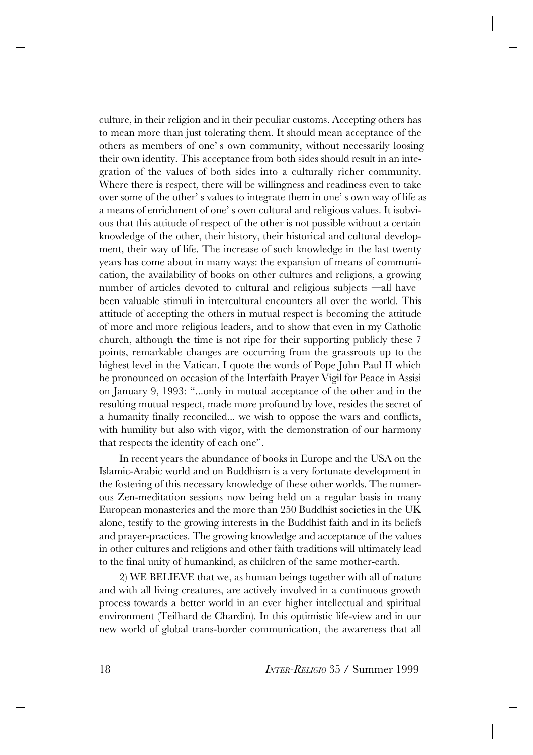culture, in their religion and in their peculiar customs. Accepting others has to mean more than just tolerating them. It should mean acceptance of the others as members of one' s own community, without necessarily loosing their own identity. This acceptance from both sides should result in an integration of the values of both sides into a culturally richer community. Where there is respect, there will be willingness and readiness even to take over some of the other' s values to integrate them in one' s own way of life as a means of enrichment of one' s own cultural and religious values. It isobvious that this attitude of respect of the other is not possible without a certain knowledge of the other, their history, their historical and cultural development, their way of life. The increase of such knowledge in the last twenty years has come about in many ways: the expansion of means of communication, the availability of books on other cultures and religions, a growing number of articles devoted to cultural and religious subjects —all have been valuable stimuli in intercultural encounters all over the world. This attitude of accepting the others in mutual respect is becoming the attitude of more and more religious leaders, and to show that even in my Catholic church, although the time is not ripe for their supporting publicly these 7 points, remarkable changes are occurring from the grassroots up to the highest level in the Vatican. I quote the words of Pope John Paul II which he pronounced on occasion of the Interfaith Prayer Vigil for Peace in Assisi on January 9, 1993: "...only in mutual acceptance of the other and in the resulting mutual respect, made more profound by love, resides the secret of a humanity finally reconciled... we wish to oppose the wars and conflicts, with humility but also with vigor, with the demonstration of our harmony that respects the identity of each one".

In recent years the abundance of books in Europe and the USA on the Islamic-Arabic world and on Buddhism is a very fortunate development in the fostering of this necessary knowledge of these other worlds. The numerous Zen-meditation sessions now being held on a regular basis in many European monasteries and the more than 250 Buddhist societies in the UK alone, testify to the growing interests in the Buddhist faith and in its beliefs and prayer-practices. The growing knowledge and acceptance of the values in other cultures and religions and other faith traditions will ultimately lead to the final unity of humankind, as children of the same mother-earth.

2) WE BELIEVE that we, as human beings together with all of nature and with all living creatures, are actively involved in a continuous growth process towards a better world in an ever higher intellectual and spiritual environment (Teilhard de Chardin). In this optimistic life-view and in our new world of global trans-border communication, the awareness that all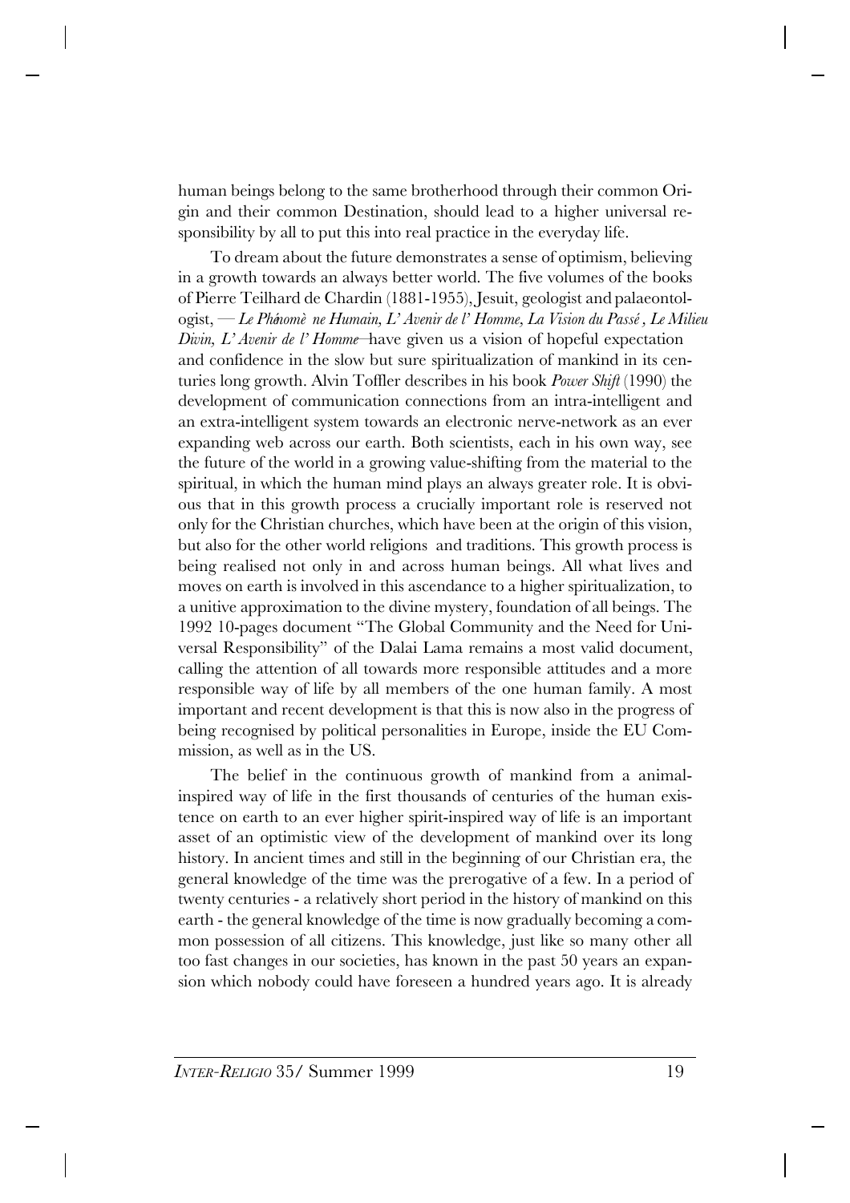human beings belong to the same brotherhood through their common Origin and their common Destination, should lead to a higher universal responsibility by all to put this into real practice in the everyday life.

To dream about the future demonstrates a sense of optimism, believing in a growth towards an always better world. The five volumes of the books of Pierre Teilhard de Chardin (1881-1955), Jesuit, geologist and palaeontologist, — *Le Phénomène Humain, L' Avenir de l' Homme, La Vision du Passé , Le Milieu Divin, L' Avenir de l' Homme*—have given us a vision of hopeful expectation and confidence in the slow but sure spiritualization of mankind in its centuries long growth. Alvin Toffler describes in his book *Power Shift* (1990) the development of communication connections from an intra-intelligent and an extra-intelligent system towards an electronic nerve-network as an ever expanding web across our earth. Both scientists, each in his own way, see the future of the world in a growing value-shifting from the material to the spiritual, in which the human mind plays an always greater role. It is obvious that in this growth process a crucially important role is reserved not only for the Christian churches, which have been at the origin of this vision, but also for the other world religions and traditions. This growth process is being realised not only in and across human beings. All what lives and moves on earth is involved in this ascendance to a higher spiritualization, to a unitive approximation to the divine mystery, foundation of all beings. The 1992 10-pages document "The Global Community and the Need for Universal Responsibility" of the Dalai Lama remains a most valid document, calling the attention of all towards more responsible attitudes and a more responsible way of life by all members of the one human family. A most important and recent development is that this is now also in the progress of being recognised by political personalities in Europe, inside the EU Commission, as well as in the US.

The belief in the continuous growth of mankind from a animal-inspired way of life in the first thousands of centuries of the human existence on earth to an ever higher spirit-inspired way of life is an important asset of an optimistic view of the development of mankind over its long history. In ancient times and still in the beginning of our Christian era, the general knowledge of the time was the prerogative of a few. In a period of twenty centuries - a relatively short period in the history of mankind on this earth - the general knowledge of the time is now gradually becoming a common possession of all citizens. This knowledge, just like so many other all too fast changes in our societies, has known in the past 50 years an expansion which nobody could have foreseen a hundred years ago. It is already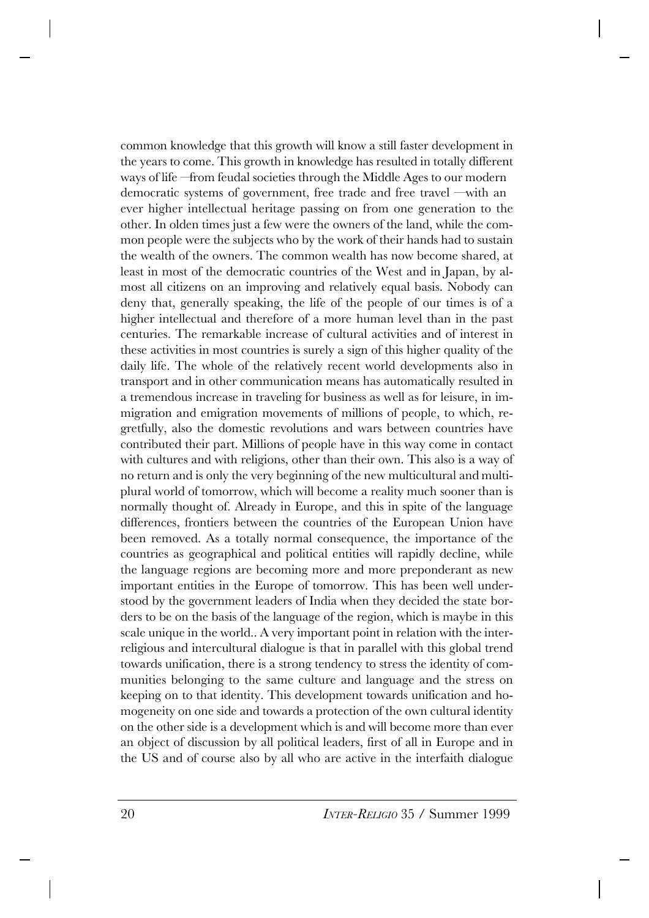common knowledge that this growth will know a still faster development in the years to come. This growth in knowledge has resulted in totally different ways of life —from feudal societies through the Middle Ages to our modern democratic systems of government, free trade and free travel —with an ever higher intellectual heritage passing on from one generation to the other. In olden times just a few were the owners of the land, while the common people were the subjects who by the work of their hands had to sustain the wealth of the owners. The common wealth has now become shared, at least in most of the democratic countries of the West and in Japan, by almost all citizens on an improving and relatively equal basis. Nobody can deny that, generally speaking, the life of the people of our times is of a higher intellectual and therefore of a more human level than in the past centuries. The remarkable increase of cultural activities and of interest in these activities in most countries is surely a sign of this higher quality of the daily life. The whole of the relatively recent world developments also in transport and in other communication means has automatically resulted in a tremendous increase in traveling for business as well as for leisure, in immigration and emigration movements of millions of people, to which, regretfully, also the domestic revolutions and wars between countries have contributed their part. Millions of people have in this way come in contact with cultures and with religions, other than their own. This also is a way of no return and is only the very beginning of the new multicultural and multiplural world of tomorrow, which will become a reality much sooner than is normally thought of. Already in Europe, and this in spite of the language differences, frontiers between the countries of the European Union have been removed. As a totally normal consequence, the importance of the countries as geographical and political entities will rapidly decline, while the language regions are becoming more and more preponderant as new important entities in the Europe of tomorrow. This has been well understood by the government leaders of India when they decided the state borders to be on the basis of the language of the region, which is maybe in this scale unique in the world.. A very important point in relation with the interreligious and intercultural dialogue is that in parallel with this global trend towards unification, there is a strong tendency to stress the identity of communities belonging to the same culture and language and the stress on keeping on to that identity. This development towards unification and homogeneity on one side and towards a protection of the own cultural identity on the other side is a development which is and will become more than ever an object of discussion by all political leaders, first of all in Europe and in the US and of course also by all who are active in the interfaith dialogue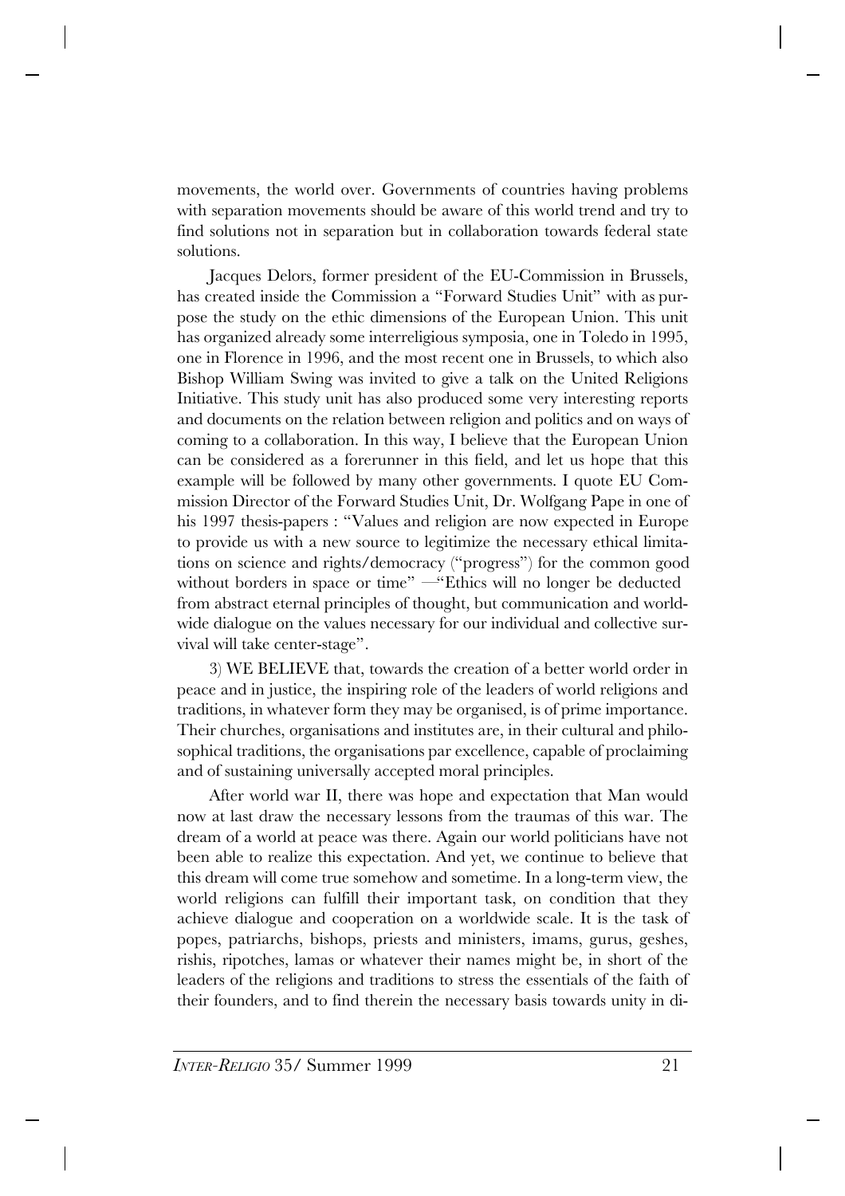movements, the world over. Governments of countries having problems with separation movements should be aware of this world trend and try to find solutions not in separation but in collaboration towards federal state solutions.

Jacques Delors, former president of the EU-Commission in Brussels, has created inside the Commission a "Forward Studies Unit" with as purpose the study on the ethic dimensions of the European Union. This unit has organized already some interreligious symposia, one in Toledo in 1995, one in Florence in 1996, and the most recent one in Brussels, to which also Bishop William Swing was invited to give a talk on the United Religions Initiative. This study unit has also produced some very interesting reports and documents on the relation between religion and politics and on ways of coming to a collaboration. In this way, I believe that the European Union can be considered as a forerunner in this field, and let us hope that this example will be followed by many other governments. I quote EU Commission Director of the Forward Studies Unit, Dr. Wolfgang Pape in one of his 1997 thesis-papers : "Values and religion are now expected in Europe to provide us with a new source to legitimize the necessary ethical limitations on science and rights/democracy ("progress") for the common good without borders in space or time" —"Ethics will no longer be deducted from abstract eternal principles of thought, but communication and worldwide dialogue on the values necessary for our individual and collective survival will take center-stage".

3) WE BELIEVE that, towards the creation of a better world order in peace and in justice, the inspiring role of the leaders of world religions and traditions, in whatever form they may be organised, is of prime importance. Their churches, organisations and institutes are, in their cultural and philosophical traditions, the organisations par excellence, capable of proclaiming and of sustaining universally accepted moral principles.

After world war II, there was hope and expectation that Man would now at last draw the necessary lessons from the traumas of this war. The dream of a world at peace was there. Again our world politicians have not been able to realize this expectation. And yet, we continue to believe that this dream will come true somehow and sometime. In a long-term view, the world religions can fulfill their important task, on condition that they achieve dialogue and cooperation on a worldwide scale. It is the task of popes, patriarchs, bishops, priests and ministers, imams, gurus, geshes, rishis, ripotches, lamas or whatever their names might be, in short of the leaders of the religions and traditions to stress the essentials of the faith of their founders, and to find therein the necessary basis towards unity in di-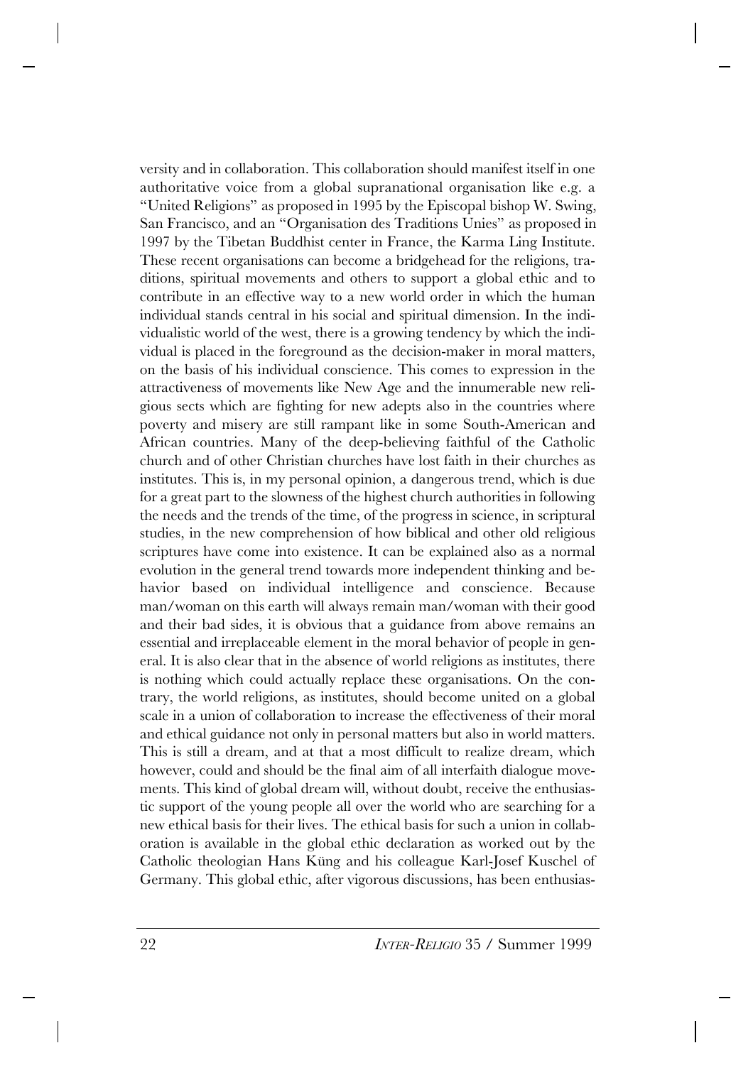versity and in collaboration. This collaboration should manifest itself in one authoritative voice from a global supranational organisation like e.g. a "United Religions" as proposed in 1995 by the Episcopal bishop W. Swing, San Francisco, and an "Organisation des Traditions Unies" as proposed in 1997 by the Tibetan Buddhist center in France, the Karma Ling Institute. These recent organisations can become a bridgehead for the religions, traditions, spiritual movements and others to support a global ethic and to contribute in an effective way to a new world order in which the human individual stands central in his social and spiritual dimension. In the individualistic world of the west, there is a growing tendency by which the individual is placed in the foreground as the decision-maker in moral matters, on the basis of his individual conscience. This comes to expression in the attractiveness of movements like New Age and the innumerable new religious sects which are fighting for new adepts also in the countries where poverty and misery are still rampant like in some South-American and African countries. Many of the deep-believing faithful of the Catholic church and of other Christian churches have lost faith in their churches as institutes. This is, in my personal opinion, a dangerous trend, which is due for a great part to the slowness of the highest church authorities in following the needs and the trends of the time, of the progress in science, in scriptural studies, in the new comprehension of how biblical and other old religious scriptures have come into existence. It can be explained also as a normal evolution in the general trend towards more independent thinking and behavior based on individual intelligence and conscience. Because man/woman on this earth will always remain man/woman with their good and their bad sides, it is obvious that a guidance from above remains an essential and irreplaceable element in the moral behavior of people in general. It is also clear that in the absence of world religions as institutes, there is nothing which could actually replace these organisations. On the contrary, the world religions, as institutes, should become united on a global scale in a union of collaboration to increase the effectiveness of their moral and ethical guidance not only in personal matters but also in world matters. This is still a dream, and at that a most difficult to realize dream, which however, could and should be the final aim of all interfaith dialogue movements. This kind of global dream will, without doubt, receive the enthusiastic support of the young people all over the world who are searching for a new ethical basis for their lives. The ethical basis for such a union in collaboration is available in the global ethic declaration as worked out by the Catholic theologian Hans Küng and his colleague Karl-Josef Kuschel of Germany. This global ethic, after vigorous discussions, has been enthusias-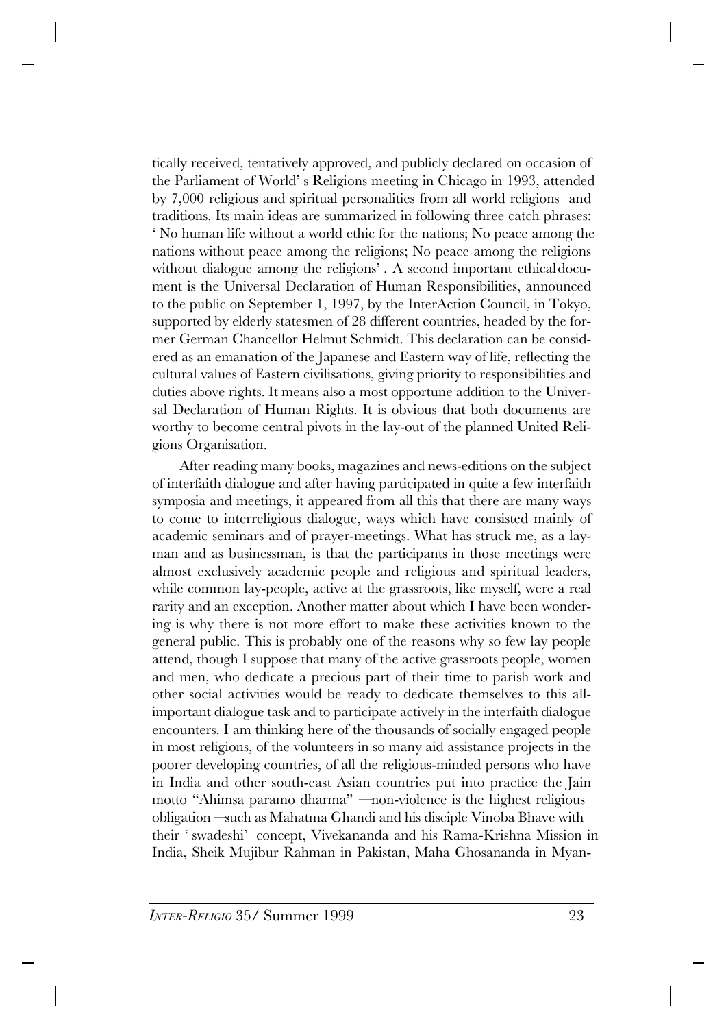tically received, tentatively approved, and publicly declared on occasion of the Parliament of World' s Religions meeting in Chicago in 1993, attended by 7,000 religious and spiritual personalities from all world religions and traditions. Its main ideas are summarized in following three catch phrases: ' No human life without a world ethic for the nations; No peace among the nations without peace among the religions; No peace among the religions without dialogue among the religions' . A second important ethical document is the Universal Declaration of Human Responsibilities, announced to the public on September 1, 1997, by the InterAction Council, in Tokyo, supported by elderly statesmen of 28 different countries, headed by the former German Chancellor Helmut Schmidt. This declaration can be considered as an emanation of the Japanese and Eastern way of life, reflecting the cultural values of Eastern civilisations, giving priority to responsibilities and duties above rights. It means also a most opportune addition to the Universal Declaration of Human Rights. It is obvious that both documents are worthy to become central pivots in the lay-out of the planned United Religions Organisation.

After reading many books, magazines and news-editions on the subject of interfaith dialogue and after having participated in quite a few interfaith symposia and meetings, it appeared from all this that there are many ways to come to interreligious dialogue, ways which have consisted mainly of academic seminars and of prayer-meetings. What has struck me, as a layman and as businessman, is that the participants in those meetings were almost exclusively academic people and religious and spiritual leaders, while common lay-people, active at the grassroots, like myself, were a real rarity and an exception. Another matter about which I have been wondering is why there is not more effort to make these activities known to the general public. This is probably one of the reasons why so few lay people attend, though I suppose that many of the active grassroots people, women and men, who dedicate a precious part of their time to parish work and other social activities would be ready to dedicate themselves to this all-important dialogue task and to participate actively in the interfaith dialogue encounters. I am thinking here of the thousands of socially engaged people in most religions, of the volunteers in so many aid assistance projects in the poorer developing countries, of all the religious-minded persons who have in India and other south-east Asian countries put into practice the Jain motto "Ahimsa paramo dharma" —non-violence is the highest religious obligation —such as Mahatma Ghandi and his disciple Vinoba Bhave with their ' swadeshi' concept, Vivekananda and his Rama-Krishna Mission in India, Sheik Mujibur Rahman in Pakistan, Maha Ghosananda in Myan-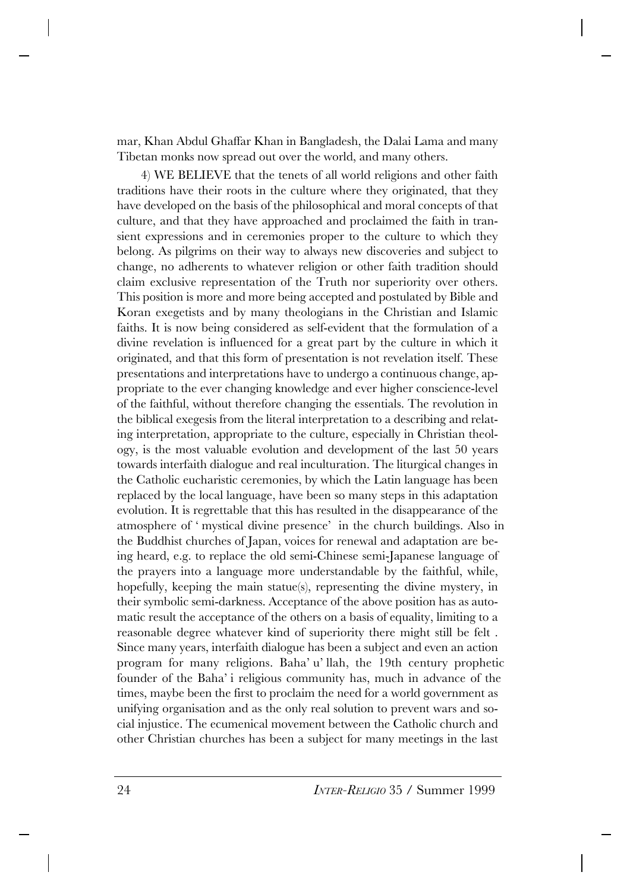mar, Khan Abdul Ghaffar Khan in Bangladesh, the Dalai Lama and many Tibetan monks now spread out over the world, and many others.

4) WE BELIEVE that the tenets of all world religions and other faith traditions have their roots in the culture where they originated, that they have developed on the basis of the philosophical and moral concepts of that culture, and that they have approached and proclaimed the faith in transient expressions and in ceremonies proper to the culture to which they belong. As pilgrims on their way to always new discoveries and subject to change, no adherents to whatever religion or other faith tradition should claim exclusive representation of the Truth nor superiority over others. This position is more and more being accepted and postulated by Bible and Koran exegetists and by many theologians in the Christian and Islamic faiths. It is now being considered as self-evident that the formulation of a divine revelation is influenced for a great part by the culture in which it originated, and that this form of presentation is not revelation itself. These presentations and interpretations have to undergo a continuous change, appropriate to the ever changing knowledge and ever higher conscience-level of the faithful, without therefore changing the essentials. The revolution in the biblical exegesis from the literal interpretation to a describing and relating interpretation, appropriate to the culture, especially in Christian theology, is the most valuable evolution and development of the last 50 years towards interfaith dialogue and real inculturation. The liturgical changes in the Catholic eucharistic ceremonies, by which the Latin language has been replaced by the local language, have been so many steps in this adaptation evolution. It is regrettable that this has resulted in the disappearance of the atmosphere of ' mystical divine presence' in the church buildings. Also in the Buddhist churches of Japan, voices for renewal and adaptation are being heard, e.g. to replace the old semi-Chinese semi-Japanese language of the prayers into a language more understandable by the faithful, while, hopefully, keeping the main statue(s), representing the divine mystery, in their symbolic semi-darkness. Acceptance of the above position has as automatic result the acceptance of the others on a basis of equality, limiting to a reasonable degree whatever kind of superiority there might still be felt . Since many years, interfaith dialogue has been a subject and even an action program for many religions. Baha' u' llah, the 19th century prophetic founder of the Baha' i religious community has, much in advance of the times, maybe been the first to proclaim the need for a world government as unifying organisation and as the only real solution to prevent wars and social injustice. The ecumenical movement between the Catholic church and other Christian churches has been a subject for many meetings in the last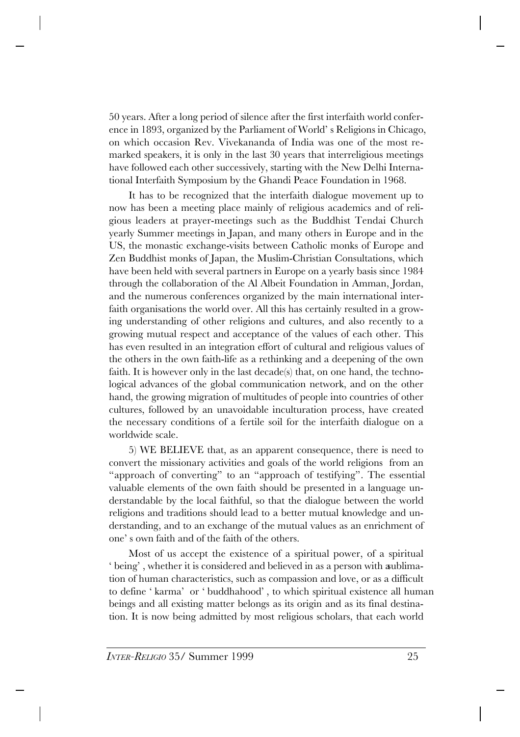50 years. After a long period of silence after the first interfaith world conference in 1893, organized by the Parliament of World' s Religions in Chicago, on which occasion Rev. Vivekananda of India was one of the most remarked speakers, it is only in the last 30 years that interreligious meetings have followed each other successively, starting with the New Delhi International Interfaith Symposium by the Ghandi Peace Foundation in 1968.

It has to be recognized that the interfaith dialogue movement up to now has been a meeting place mainly of religious academics and of religious leaders at prayer-meetings such as the Buddhist Tendai Church yearly Summer meetings in Japan, and many others in Europe and in the US, the monastic exchange-visits between Catholic monks of Europe and Zen Buddhist monks of Japan, the Muslim-Christian Consultations, which have been held with several partners in Europe on a yearly basis since 1984 through the collaboration of the Al Albeit Foundation in Amman, Jordan, and the numerous conferences organized by the main international interfaith organisations the world over. All this has certainly resulted in a growing understanding of other religions and cultures, and also recently to a growing mutual respect and acceptance of the values of each other. This has even resulted in an integration effort of cultural and religious values of the others in the own faith-life as a rethinking and a deepening of the own faith. It is however only in the last decade(s) that, on one hand, the technological advances of the global communication network, and on the other hand, the growing migration of multitudes of people into countries of other cultures, followed by an unavoidable inculturation process, have created the necessary conditions of a fertile soil for the interfaith dialogue on a worldwide scale.

5) WE BELIEVE that, as an apparent consequence, there is need to convert the missionary activities and goals of the world religions from an "approach of converting" to an "approach of testifying". The essential valuable elements of the own faith should be presented in a language understandable by the local faithful, so that the dialogue between the world religions and traditions should lead to a better mutual knowledge and understanding, and to an exchange of the mutual values as an enrichment of one' s own faith and of the faith of the others.

Most of us accept the existence of a spiritual power, of a spiritual ' being' , whether it is considered and believed in as a person with a sublimation of human characteristics, such as compassion and love, or as a difficult to define ' karma' or ' buddhahood' , to which spiritual existence all human beings and all existing matter belongs as its origin and as its final destination. It is now being admitted by most religious scholars, that each world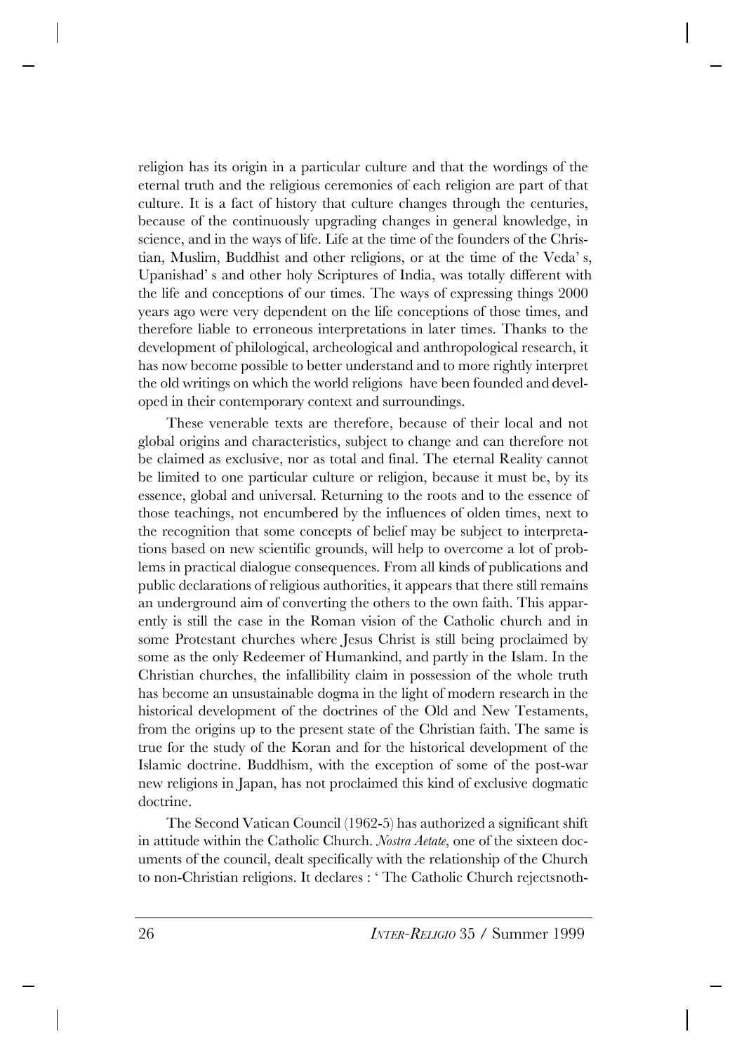religion has its origin in a particular culture and that the wordings of the eternal truth and the religious ceremonies of each religion are part of that culture. It is a fact of history that culture changes through the centuries, because of the continuously upgrading changes in general knowledge, in science, and in the ways of life. Life at the time of the founders of the Christian, Muslim, Buddhist and other religions, or at the time of the Veda' s, Upanishad' s and other holy Scriptures of India, was totally different with the life and conceptions of our times. The ways of expressing things 2000 years ago were very dependent on the life conceptions of those times, and therefore liable to erroneous interpretations in later times. Thanks to the development of philological, archeological and anthropological research, it has now become possible to better understand and to more rightly interpret the old writings on which the world religions have been founded and developed in their contemporary context and surroundings.

These venerable texts are therefore, because of their local and not global origins and characteristics, subject to change and can therefore not be claimed as exclusive, nor as total and final. The eternal Reality cannot be limited to one particular culture or religion, because it must be, by its essence, global and universal. Returning to the roots and to the essence of those teachings, not encumbered by the influences of olden times, next to the recognition that some concepts of belief may be subject to interpretations based on new scientific grounds, will help to overcome a lot of problems in practical dialogue consequences. From all kinds of publications and public declarations of religious authorities, it appears that there still remains an underground aim of converting the others to the own faith. This apparently is still the case in the Roman vision of the Catholic church and in some Protestant churches where Jesus Christ is still being proclaimed by some as the only Redeemer of Humankind, and partly in the Islam. In the Christian churches, the infallibility claim in possession of the whole truth has become an unsustainable dogma in the light of modern research in the historical development of the doctrines of the Old and New Testaments, from the origins up to the present state of the Christian faith. The same is true for the study of the Koran and for the historical development of the Islamic doctrine. Buddhism, with the exception of some of the post-war new religions in Japan, has not proclaimed this kind of exclusive dogmatic doctrine.

The Second Vatican Council (1962-5) has authorized a significant shift in attitude within the Catholic Church. *Nostra Aetate*, one of the sixteen documents of the council, dealt specifically with the relationship of the Church to non-Christian religions. It declares : ' The Catholic Church rejectsnoth-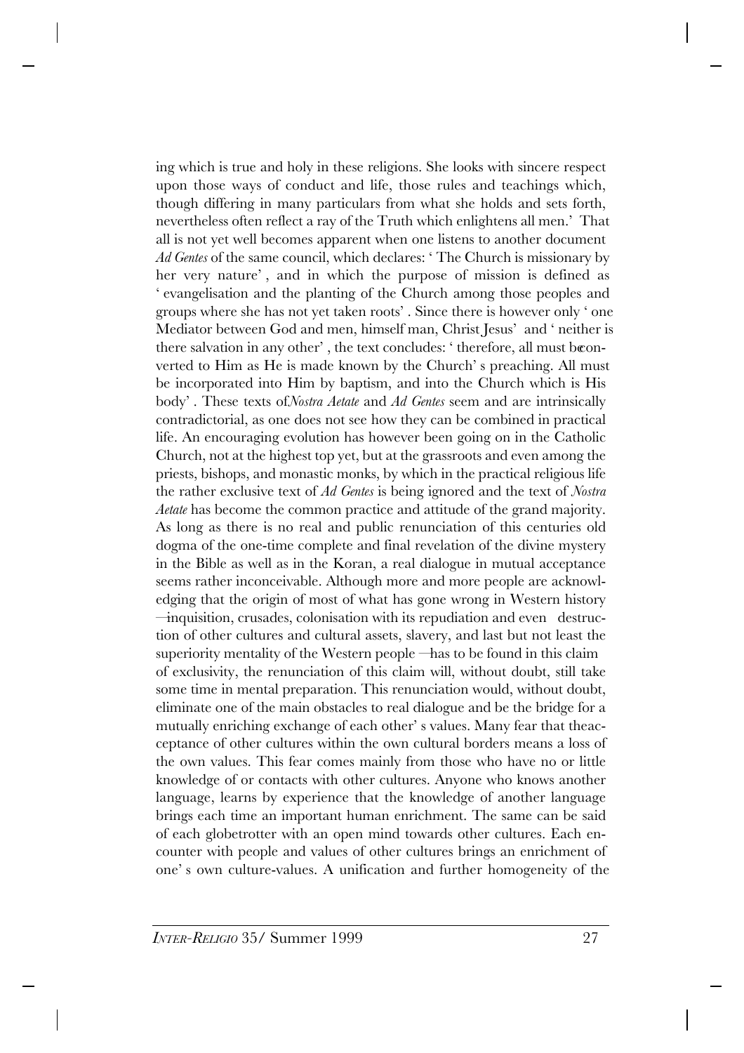ing which is true and holy in these religions. She looks with sincere respect upon those ways of conduct and life, those rules and teachings which, though differing in many particulars from what she holds and sets forth, nevertheless often reflect a ray of the Truth which enlightens all men.' That all is not yet well becomes apparent when one listens to another document *Ad Gentes* of the same council, which declares: ' The Church is missionary by her very nature' , and in which the purpose of mission is defined as ' evangelisation and the planting of the Church among those peoples and groups where she has not yet taken roots' . Since there is however only ' one Mediator between God and men, himself man, Christ Jesus' and ' neither is there salvation in any other' , the text concludes: ' therefore, all must be converted to Him as He is made known by the Church' s preaching. All must be incorporated into Him by baptism, and into the Church which is His body' . These texts of *Nostra Aetate* and *Ad Gentes* seem and are intrinsically contradictorial, as one does not see how they can be combined in practical life. An encouraging evolution has however been going on in the Catholic Church, not at the highest top yet, but at the grassroots and even among the priests, bishops, and monastic monks, by which in the practical religious life the rather exclusive text of *Ad Gentes* is being ignored and the text of *Nostra Aetate* has become the common practice and attitude of the grand majority. As long as there is no real and public renunciation of this centuries old dogma of the one-time complete and final revelation of the divine mystery in the Bible as well as in the Koran, a real dialogue in mutual acceptance seems rather inconceivable. Although more and more people are acknowledging that the origin of most of what has gone wrong in Western history —inquisition, crusades, colonisation with its repudiation and even destruction of other cultures and cultural assets, slavery, and last but not least the superiority mentality of the Western people —has to be found in this claim of exclusivity, the renunciation of this claim will, without doubt, still take some time in mental preparation. This renunciation would, without doubt, eliminate one of the main obstacles to real dialogue and be the bridge for a mutually enriching exchange of each other' s values. Many fear that the acceptance of other cultures within the own cultural borders means a loss of the own values. This fear comes mainly from those who have no or little knowledge of or contacts with other cultures. Anyone who knows another language, learns by experience that the knowledge of another language brings each time an important human enrichment. The same can be said of each globetrotter with an open mind towards other cultures. Each encounter with people and values of other cultures brings an enrichment of one' s own culture-values. A unification and further homogeneity of the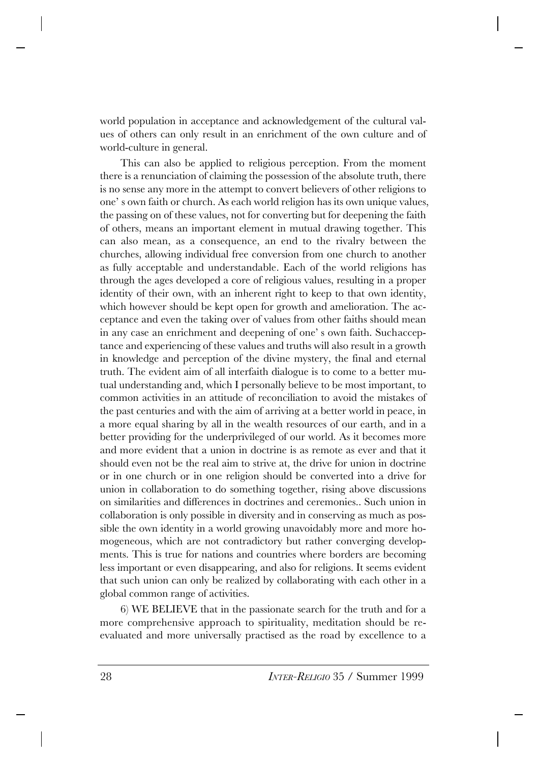world population in acceptance and acknowledgement of the cultural values of others can only result in an enrichment of the own culture and of world-culture in general.

This can also be applied to religious perception. From the moment there is a renunciation of claiming the possession of the absolute truth, there is no sense any more in the attempt to convert believers of other religions to one' s own faith or church. As each world religion has its own unique values, the passing on of these values, not for converting but for deepening the faith of others, means an important element in mutual drawing together. This can also mean, as a consequence, an end to the rivalry between the churches, allowing individual free conversion from one church to another as fully acceptable and understandable. Each of the world religions has through the ages developed a core of religious values, resulting in a proper identity of their own, with an inherent right to keep to that own identity, which however should be kept open for growth and amelioration. The acceptance and even the taking over of values from other faiths should mean in any case an enrichment and deepening of one' s own faith. Suchacceptance and experiencing of these values and truths will also result in a growth in knowledge and perception of the divine mystery, the final and eternal truth. The evident aim of all interfaith dialogue is to come to a better mutual understanding and, which I personally believe to be most important, to common activities in an attitude of reconciliation to avoid the mistakes of the past centuries and with the aim of arriving at a better world in peace, in a more equal sharing by all in the wealth resources of our earth, and in a better providing for the underprivileged of our world. As it becomes more and more evident that a union in doctrine is as remote as ever and that it should even not be the real aim to strive at, the drive for union in doctrine or in one church or in one religion should be converted into a drive for union in collaboration to do something together, rising above discussions on similarities and differences in doctrines and ceremonies.. Such union in collaboration is only possible in diversity and in conserving as much as possible the own identity in a world growing unavoidably more and more homogeneous, which are not contradictory but rather converging developments. This is true for nations and countries where borders are becoming less important or even disappearing, and also for religions. It seems evident that such union can only be realized by collaborating with each other in a global common range of activities.

6) WE BELIEVE that in the passionate search for the truth and for a more comprehensive approach to spirituality, meditation should be re-evaluated and more universally practised as the road by excellence to a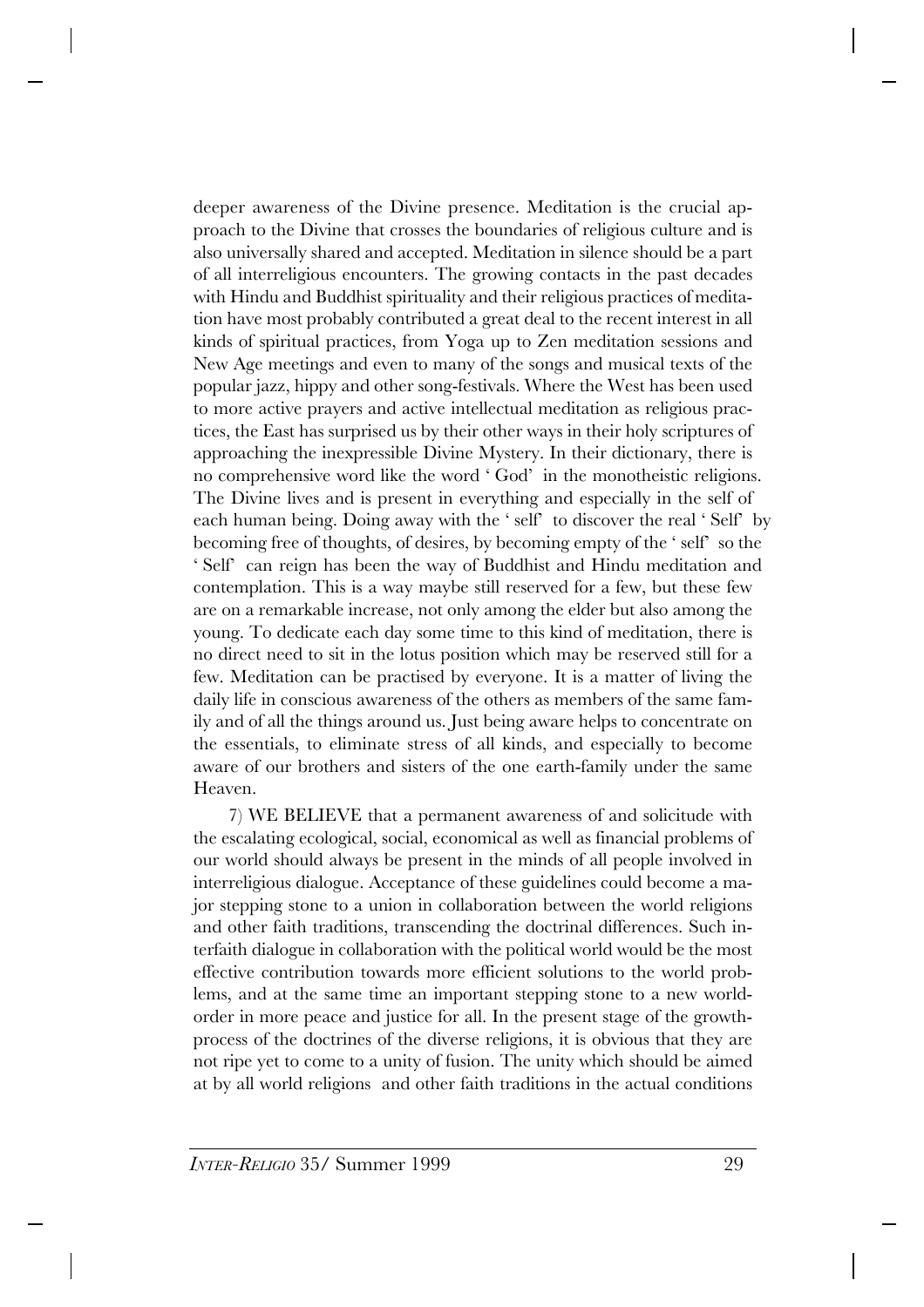deeper awareness of the Divine presence. Meditation is the crucial approach to the Divine that crosses the boundaries of religious culture and is also universally shared and accepted. Meditation in silence should be a part of all interreligious encounters. The growing contacts in the past decades with Hindu and Buddhist spirituality and their religious practices of meditation have most probably contributed a great deal to the recent interest in all kinds of spiritual practices, from Yoga up to Zen meditation sessions and New Age meetings and even to many of the songs and musical texts of the popular jazz, hippy and other song-festivals. Where the West has been used to more active prayers and active intellectual meditation as religious practices, the East has surprised us by their other ways in their holy scriptures of approaching the inexpressible Divine Mystery. In their dictionary, there is no comprehensive word like the word ' God' in the monotheistic religions. The Divine lives and is present in everything and especially in the self of each human being. Doing away with the ' self' to discover the real ' Self' by becoming free of thoughts, of desires, by becoming empty of the ' self' so the ' Self' can reign has been the way of Buddhist and Hindu meditation and contemplation. This is a way maybe still reserved for a few, but these few are on a remarkable increase, not only among the elder but also among the young. To dedicate each day some time to this kind of meditation, there is no direct need to sit in the lotus position which may be reserved still for a few. Meditation can be practised by everyone. It is a matter of living the daily life in conscious awareness of the others as members of the same family and of all the things around us. Just being aware helps to concentrate on the essentials, to eliminate stress of all kinds, and especially to become aware of our brothers and sisters of the one earth-family under the same Heaven.

7) WE BELIEVE that a permanent awareness of and solicitude with the escalating ecological, social, economical as well as financial problems of our world should always be present in the minds of all people involved in interreligious dialogue. Acceptance of these guidelines could become a major stepping stone to a union in collaboration between the world religions and other faith traditions, transcending the doctrinal differences. Such interfaith dialogue in collaboration with the political world would be the most effective contribution towards more efficient solutions to the world problems, and at the same time an important stepping stone to a new world-order in more peace and justice for all. In the present stage of the growth-process of the doctrines of the diverse religions, it is obvious that they are not ripe yet to come to a unity of fusion. The unity which should be aimed at by all world religions and other faith traditions in the actual conditions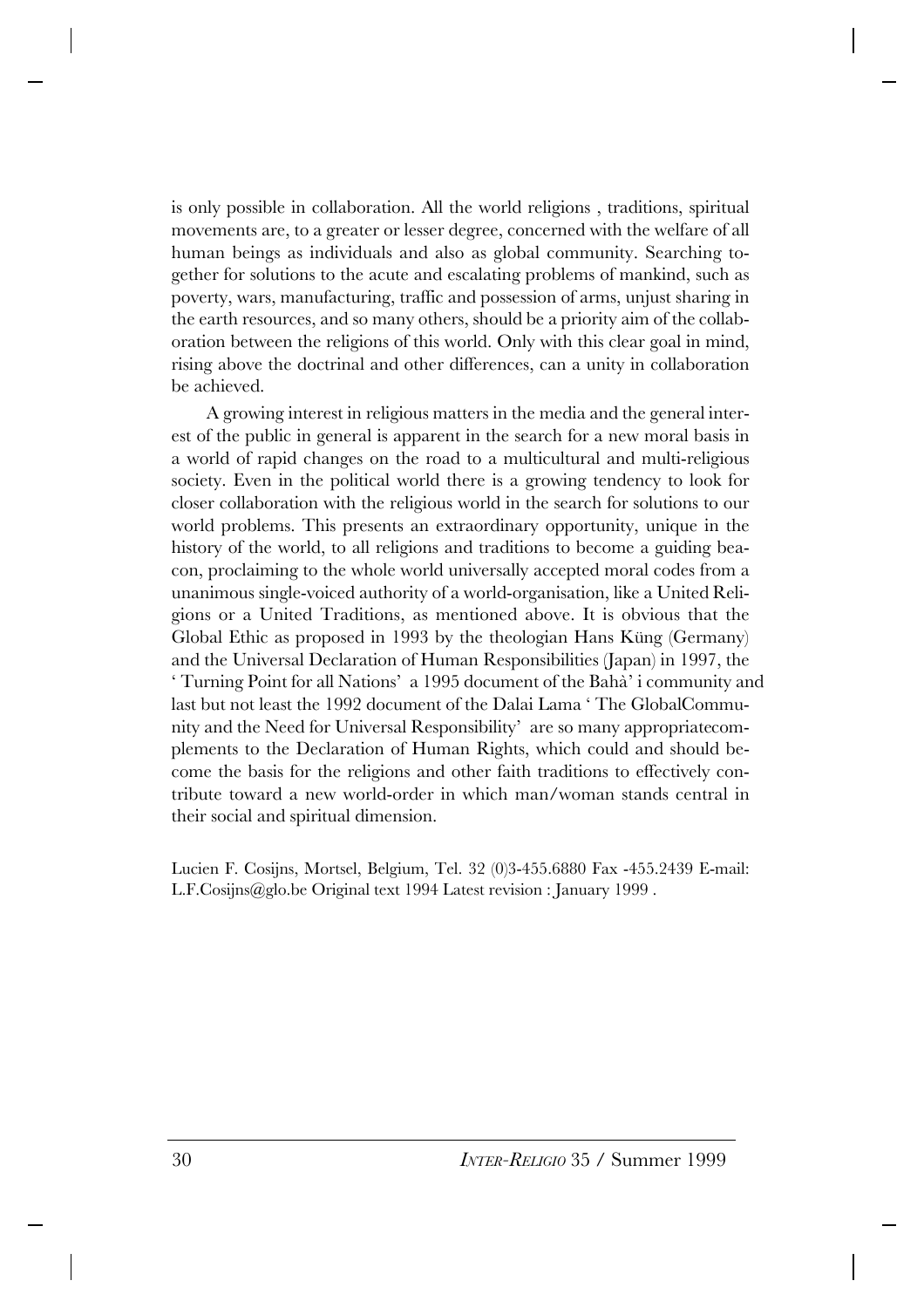is only possible in collaboration. All the world religions , traditions, spiritual movements are, to a greater or lesser degree, concerned with the welfare of all human beings as individuals and also as global community. Searching together for solutions to the acute and escalating problems of mankind, such as poverty, wars, manufacturing, traffic and possession of arms, unjust sharing in the earth resources, and so many others, should be a priority aim of the collaboration between the religions of this world. Only with this clear goal in mind, rising above the doctrinal and other differences, can a unity in collaboration be achieved.

A growing interest in religious matters in the media and the general interest of the public in general is apparent in the search for a new moral basis in a world of rapid changes on the road to a multicultural and multi-religious society. Even in the political world there is a growing tendency to look for closer collaboration with the religious world in the search for solutions to our world problems. This presents an extraordinary opportunity, unique in the history of the world, to all religions and traditions to become a guiding beacon, proclaiming to the whole world universally accepted moral codes from a unanimous single-voiced authority of a world-organisation, like a United Religions or a United Traditions, as mentioned above. It is obvious that the Global Ethic as proposed in 1993 by the theologian Hans Küng (Germany) and the Universal Declaration of Human Responsibilities (Japan) in 1997, the ' Turning Point for all Nations' a 1995 document of the Bahà' i community and last but not least the 1992 document of the Dalai Lama ' The GlobalCommunity and the Need for Universal Responsibility' are so many appropriatecomplements to the Declaration of Human Rights, which could and should become the basis for the religions and other faith traditions to effectively contribute toward a new world-order in which man/woman stands central in their social and spiritual dimension.

Lucien F. Cosijns, Mortsel, Belgium, Tel. 32 (0)3-455.6880 Fax -455.2439 E-mail: L.F.Cosijns@glo.be Original text 1994 Latest revision : January 1999 .